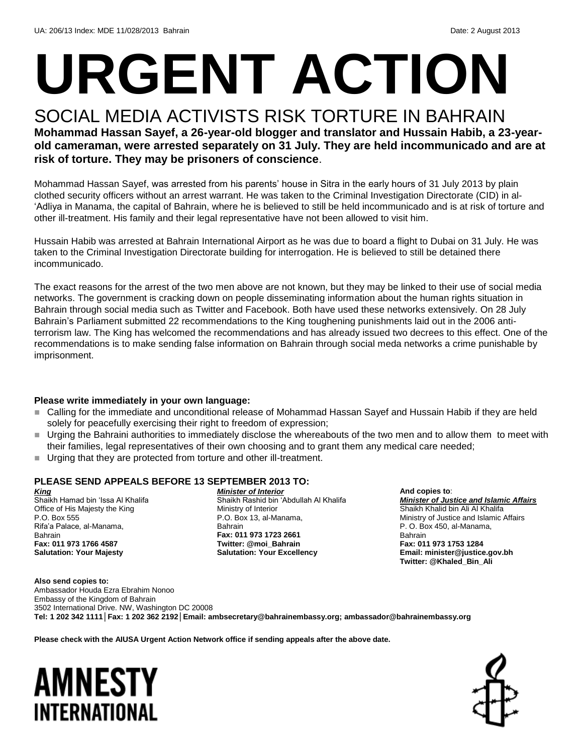UA: 206/13 Index: MDE 11/028/2013 Bahrain Date: 2 August 2013

# URGENT ACTION

## SOCIAL MEDIA ACTIVISTS RISK TORTURE IN BAHRAIN

**Mohammad Hassan Sayef, a 26-year-old blogger and translator and Hussain Habib, a 23-year-old cameraman, were arrested separately on 31 July. They are held incommunicado and are at risk of torture. They may be prisoners of conscience**.

Mohammad Hassan Sayef, was arrested from his parents' house in Sitra in the early hours of 31 July 2013 by plain clothed security officers without an arrest warrant. He was taken to the Criminal Investigation Directorate (CID) in al-'Adliya in Manama, the capital of Bahrain, where he is believed to still be held incommunicado and is at risk of torture and other ill-treatment. His family and their legal representative have not been allowed to visit him.

Hussain Habib was arrested at Bahrain International Airport as he was due to board a flight to Dubai on 31 July. He was taken to the Criminal Investigation Directorate building for interrogation. He is believed to still be detained there incommunicado.

The exact reasons for the arrest of the two men above are not known, but they may be linked to their use of social media networks. The government is cracking down on people disseminating information about the human rights situation in Bahrain through social media such as Twitter and Facebook. Both have used these networks extensively. On 28 July Bahrain's Parliament submitted 22 recommendations to the King toughening punishments laid out in the 2006 anti-terrorism law. The King has welcomed the recommendations and has already issued two decrees to this effect. One of the recommendations is to make sending false information on Bahrain through social meda networks a crime punishable by imprisonment.

**Please write immediately in your own language:**

- Calling for the immediate and unconditional release of Mohammad Hassan Sayef and Hussain Habib if they are held solely for peacefully exercising their right to freedom of expression;
- Urging the Bahraini authorities to immediately disclose the whereabouts of the two men and to allow them to meet with their families, legal representatives of their own choosing and to grant them any medical care needed;
- Urging that they are protected from torture and other ill-treatment.

### PLEASE SEND APPEALS BEFORE 13 SEPTEMBER 2013 TO:

***King***
Shaikh Hamad bin 'Issa Al Khalifa
Office of His Majesty the King
P.O. Box 555
Rifa'a Palace, al-Manama,
Bahrain
**Fax: 011 973 1766 4587**
**Salutation: Your Majesty**

***Minister of Interior***
Shaikh Rashid bin 'Abdullah Al Khalifa
Ministry of Interior
P.O. Box 13, al-Manama,
Bahrain
**Fax: 011 973 1723 2661**
**Twitter: @moi_Bahrain**
**Salutation: Your Excellency**

**And copies to**:
***Minister of Justice and Islamic Affairs***
Shaikh Khalid bin Ali Al Khalifa
Ministry of Justice and Islamic Affairs
P. O. Box 450, al-Manama,
Bahrain
**Fax: 011 973 1753 1284**
**Email: minister@justice.gov.bh**
**Twitter: @Khaled_Bin_Ali**

**Also send copies to:**
Ambassador Houda Ezra Ebrahim Nonoo
Embassy of the Kingdom of Bahrain
3502 International Drive. NW, Washington DC 20008
**Tel: 1 202 342 1111│Fax: 1 202 362 2192│Email: ambsecretary@bahrainembassy.org; ambassador@bahrainembassy.org**

**Please check with the AIUSA Urgent Action Network office if sending appeals after the above date.**

AMNESTY INTERNATIONAL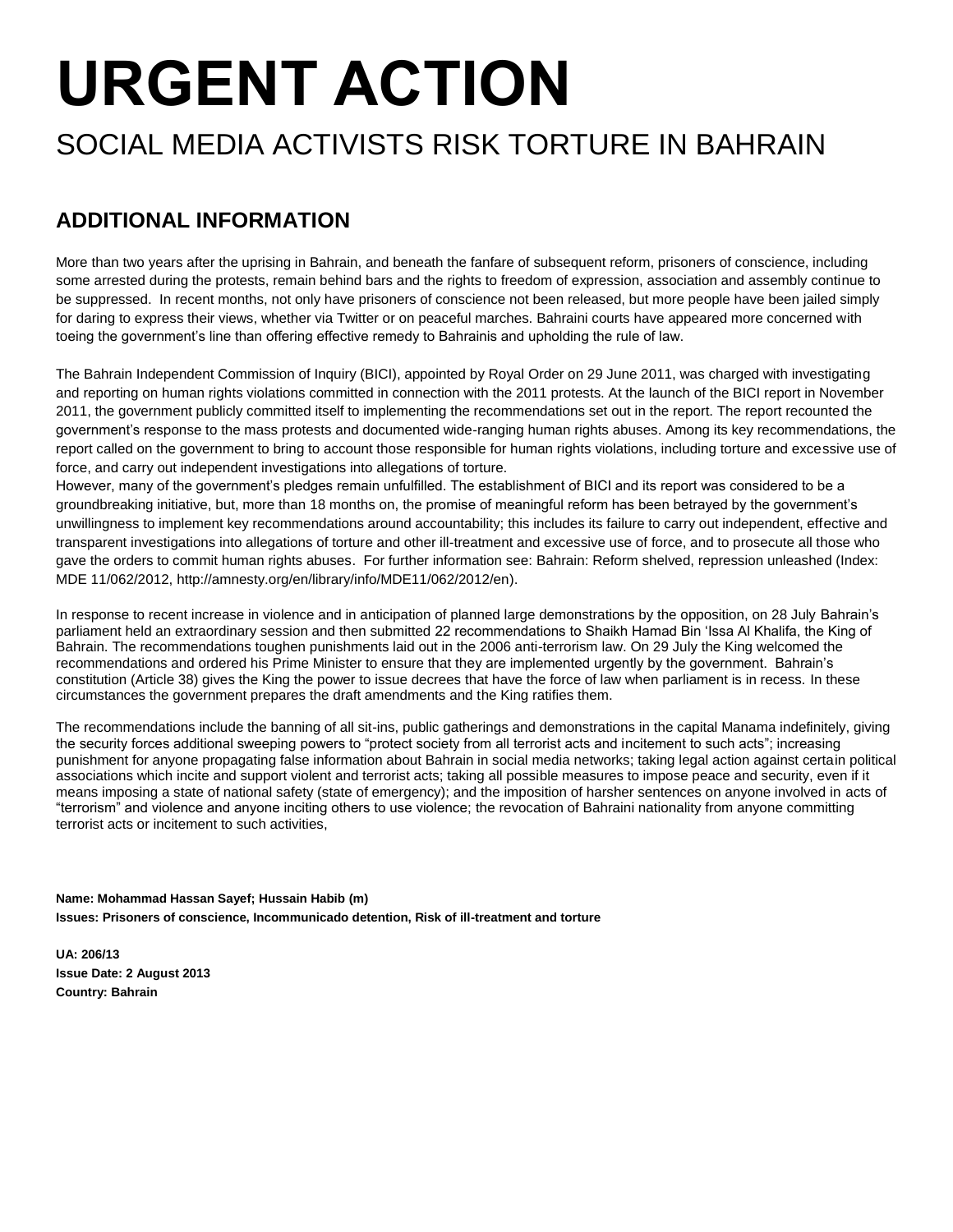# URGENT ACTION

## SOCIAL MEDIA ACTIVISTS RISK TORTURE IN BAHRAIN

### ADDITIONAL INFORMATION

More than two years after the uprising in Bahrain, and beneath the fanfare of subsequent reform, prisoners of conscience, including some arrested during the protests, remain behind bars and the rights to freedom of expression, association and assembly continue to be suppressed. In recent months, not only have prisoners of conscience not been released, but more people have been jailed simply for daring to express their views, whether via Twitter or on peaceful marches. Bahraini courts have appeared more concerned with toeing the government's line than offering effective remedy to Bahrainis and upholding the rule of law.

The Bahrain Independent Commission of Inquiry (BICI), appointed by Royal Order on 29 June 2011, was charged with investigating and reporting on human rights violations committed in connection with the 2011 protests. At the launch of the BICI report in November 2011, the government publicly committed itself to implementing the recommendations set out in the report. The report recounted the government's response to the mass protests and documented wide-ranging human rights abuses. Among its key recommendations, the report called on the government to bring to account those responsible for human rights violations, including torture and excessive use of force, and carry out independent investigations into allegations of torture.
However, many of the government's pledges remain unfulfilled. The establishment of BICI and its report was considered to be a groundbreaking initiative, but, more than 18 months on, the promise of meaningful reform has been betrayed by the government's unwillingness to implement key recommendations around accountability; this includes its failure to carry out independent, effective and transparent investigations into allegations of torture and other ill-treatment and excessive use of force, and to prosecute all those who gave the orders to commit human rights abuses. For further information see: Bahrain: Reform shelved, repression unleashed (Index: MDE 11/062/2012, http://amnesty.org/en/library/info/MDE11/062/2012/en).

In response to recent increase in violence and in anticipation of planned large demonstrations by the opposition, on 28 July Bahrain's parliament held an extraordinary session and then submitted 22 recommendations to Shaikh Hamad Bin 'Issa Al Khalifa, the King of Bahrain. The recommendations toughen punishments laid out in the 2006 anti-terrorism law. On 29 July the King welcomed the recommendations and ordered his Prime Minister to ensure that they are implemented urgently by the government. Bahrain's constitution (Article 38) gives the King the power to issue decrees that have the force of law when parliament is in recess. In these circumstances the government prepares the draft amendments and the King ratifies them.

The recommendations include the banning of all sit-ins, public gatherings and demonstrations in the capital Manama indefinitely, giving the security forces additional sweeping powers to "protect society from all terrorist acts and incitement to such acts"; increasing punishment for anyone propagating false information about Bahrain in social media networks; taking legal action against certain political associations which incite and support violent and terrorist acts; taking all possible measures to impose peace and security, even if it means imposing a state of national safety (state of emergency); and the imposition of harsher sentences on anyone involved in acts of "terrorism" and violence and anyone inciting others to use violence; the revocation of Bahraini nationality from anyone committing terrorist acts or incitement to such activities,

**Name: Mohammad Hassan Sayef; Hussain Habib (m)**
**Issues: Prisoners of conscience, Incommunicado detention, Risk of ill-treatment and torture**

**UA: 206/13**
**Issue Date: 2 August 2013**
**Country: Bahrain**